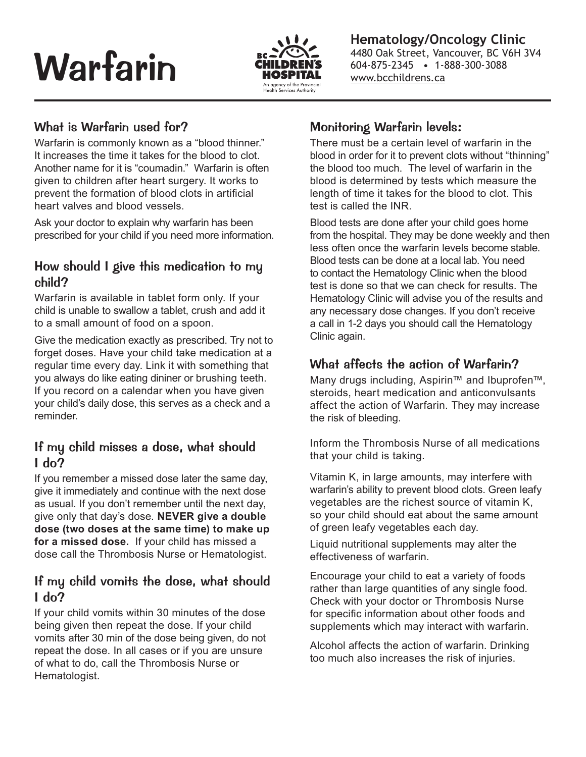# Warfarin

**Hematology/Oncology Clinic**
4480 Oak Street, Vancouver, BC V6H 3V4
604-875-2345 • 1-888-300-3088
www.bcchildrens.ca

## What is Warfarin used for?

Warfarin is commonly known as a "blood thinner." It increases the time it takes for the blood to clot. Another name for it is "coumadin." Warfarin is often given to children after heart surgery. It works to prevent the formation of blood clots in artificial heart valves and blood vessels.

Ask your doctor to explain why warfarin has been prescribed for your child if you need more information.

## How should I give this medication to my child?

Warfarin is available in tablet form only. If your child is unable to swallow a tablet, crush and add it to a small amount of food on a spoon.

Give the medication exactly as prescribed. Try not to forget doses. Have your child take medication at a regular time every day. Link it with something that you always do like eating dininer or brushing teeth. If you record on a calendar when you have given your child's daily dose, this serves as a check and a reminder.

## If my child misses a dose, what should I do?

If you remember a missed dose later the same day, give it immediately and continue with the next dose as usual. If you don't remember until the next day, give only that day's dose. **NEVER give a double dose (two doses at the same time) to make up for a missed dose.** If your child has missed a dose call the Thrombosis Nurse or Hematologist.

## If my child vomits the dose, what should I do?

If your child vomits within 30 minutes of the dose being given then repeat the dose. If your child vomits after 30 min of the dose being given, do not repeat the dose. In all cases or if you are unsure of what to do, call the Thrombosis Nurse or Hematologist.

## Monitoring Warfarin levels:

There must be a certain level of warfarin in the blood in order for it to prevent clots without "thinning" the blood too much. The level of warfarin in the blood is determined by tests which measure the length of time it takes for the blood to clot. This test is called the INR.

Blood tests are done after your child goes home from the hospital. They may be done weekly and then less often once the warfarin levels become stable. Blood tests can be done at a local lab. You need to contact the Hematology Clinic when the blood test is done so that we can check for results. The Hematology Clinic will advise you of the results and any necessary dose changes. If you don't receive a call in 1-2 days you should call the Hematology Clinic again.

## What affects the action of Warfarin?

Many drugs including, Aspirin™ and Ibuprofen™, steroids, heart medication and anticonvulsants affect the action of Warfarin. They may increase the risk of bleeding.

Inform the Thrombosis Nurse of all medications that your child is taking.

Vitamin K, in large amounts, may interfere with warfarin's ability to prevent blood clots. Green leafy vegetables are the richest source of vitamin K, so your child should eat about the same amount of green leafy vegetables each day.

Liquid nutritional supplements may alter the effectiveness of warfarin.

Encourage your child to eat a variety of foods rather than large quantities of any single food. Check with your doctor or Thrombosis Nurse for specific information about other foods and supplements which may interact with warfarin.

Alcohol affects the action of warfarin. Drinking too much also increases the risk of injuries.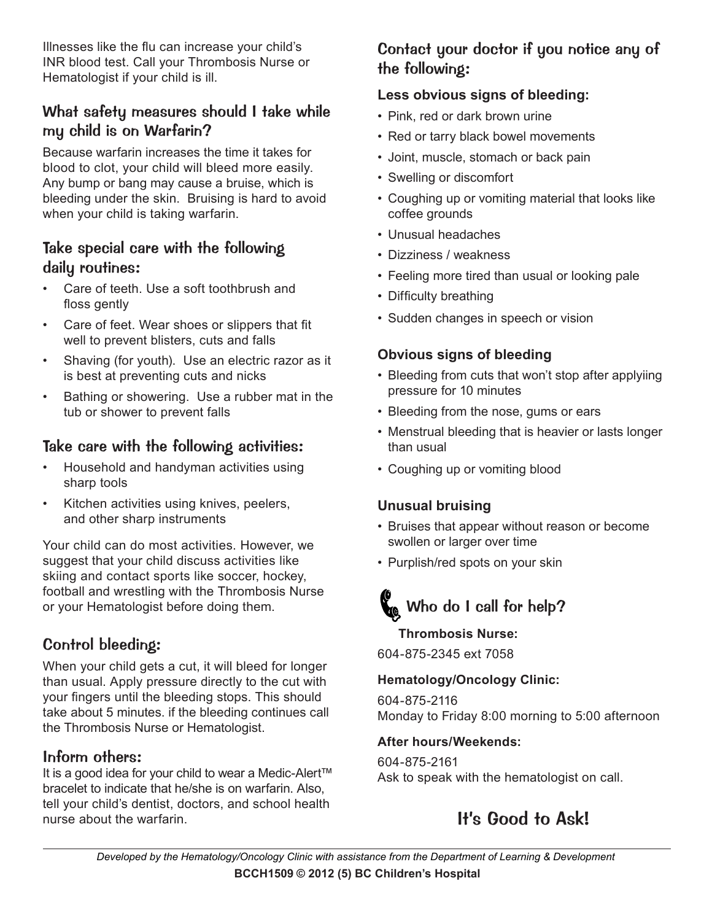Illnesses like the flu can increase your child's INR blood test. Call your Thrombosis Nurse or Hematologist if your child is ill.

## What safety measures should I take while my child is on Warfarin?

Because warfarin increases the time it takes for blood to clot, your child will bleed more easily. Any bump or bang may cause a bruise, which is bleeding under the skin. Bruising is hard to avoid when your child is taking warfarin.

## Take special care with the following daily routines:

- Care of teeth. Use a soft toothbrush and floss gently
- Care of feet. Wear shoes or slippers that fit well to prevent blisters, cuts and falls
- Shaving (for youth). Use an electric razor as it is best at preventing cuts and nicks
- Bathing or showering. Use a rubber mat in the tub or shower to prevent falls

## Take care with the following activities:

- Household and handyman activities using sharp tools
- Kitchen activities using knives, peelers, and other sharp instruments

Your child can do most activities. However, we suggest that your child discuss activities like skiing and contact sports like soccer, hockey, football and wrestling with the Thrombosis Nurse or your Hematologist before doing them.

## Control bleeding:

When your child gets a cut, it will bleed for longer than usual. Apply pressure directly to the cut with your fingers until the bleeding stops. This should take about 5 minutes. if the bleeding continues call the Thrombosis Nurse or Hematologist.

## Inform others:

It is a good idea for your child to wear a Medic-Alert™ bracelet to indicate that he/she is on warfarin. Also, tell your child's dentist, doctors, and school health nurse about the warfarin.

## Contact your doctor if you notice any of the following:

### Less obvious signs of bleeding:

- Pink, red or dark brown urine
- Red or tarry black bowel movements
- Joint, muscle, stomach or back pain
- Swelling or discomfort
- Coughing up or vomiting material that looks like coffee grounds
- Unusual headaches
- Dizziness / weakness
- Feeling more tired than usual or looking pale
- Difficulty breathing
- Sudden changes in speech or vision

### Obvious signs of bleeding

- Bleeding from cuts that won't stop after applyiing pressure for 10 minutes
- Bleeding from the nose, gums or ears
- Menstrual bleeding that is heavier or lasts longer than usual
- Coughing up or vomiting blood

### Unusual bruising

- Bruises that appear without reason or become swollen or larger over time
- Purplish/red spots on your skin

## Who do I call for help?

**Thrombosis Nurse:**

604-875-2345 ext 7058

**Hematology/Oncology Clinic:**

604-875-2116
Monday to Friday 8:00 morning to 5:00 afternoon

**After hours/Weekends:**

604-875-2161
Ask to speak with the hematologist on call.

## It's Good to Ask!

*Developed by the Hematology/Oncology Clinic with assistance from the Department of Learning & Development*

**BCCH1509 © 2012 (5) BC Children's Hospital**